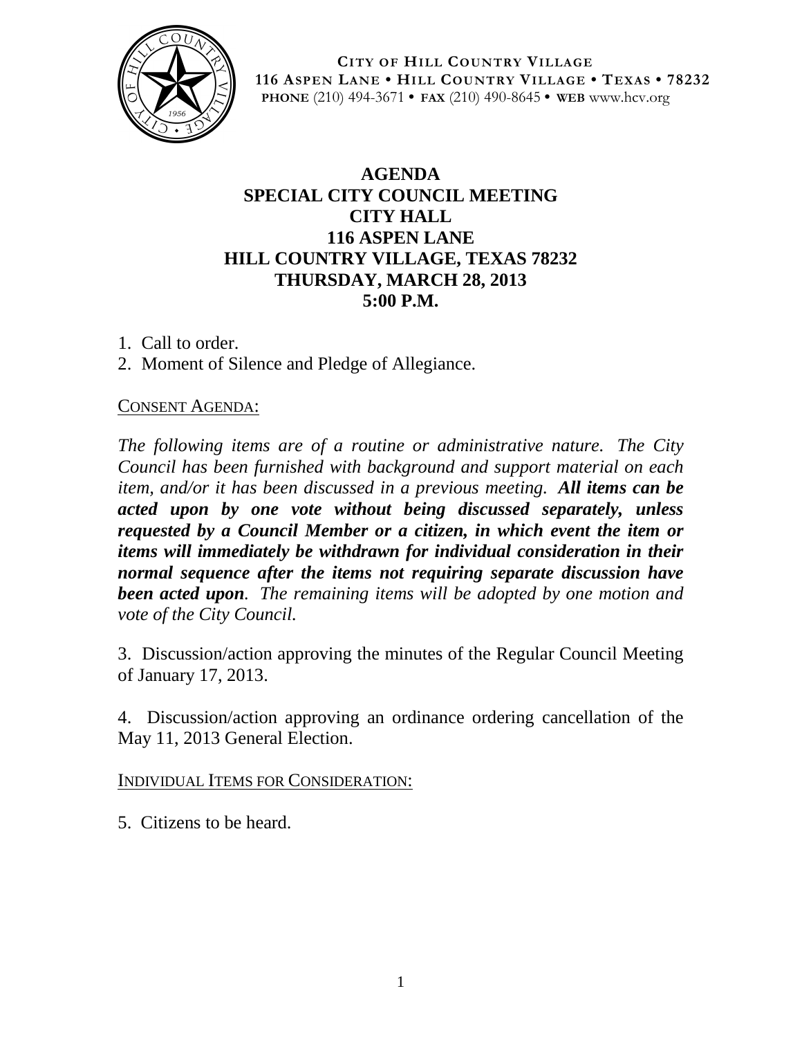**CITY OF HILL COUNTRY VILLAGE**
**116 ASPEN LANE • HILL COUNTRY VILLAGE • TEXAS • 78232**
**PHONE** (210) 494-3671 • **FAX** (210) 490-8645 • **WEB** www.hcv.org

# AGENDA
## SPECIAL CITY COUNCIL MEETING
## CITY HALL
## 116 ASPEN LANE
## HILL COUNTRY VILLAGE, TEXAS 78232
## THURSDAY, MARCH 28, 2013
## 5:00 P.M.

1. Call to order.
2. Moment of Silence and Pledge of Allegiance.

CONSENT AGENDA:

*The following items are of a routine or administrative nature. The City Council has been furnished with background and support material on each item, and/or it has been discussed in a previous meeting.* ***All items can be acted upon by one vote without being discussed separately, unless requested by a Council Member or a citizen, in which event the item or items will immediately be withdrawn for individual consideration in their normal sequence after the items not requiring separate discussion have been acted upon****. The remaining items will be adopted by one motion and vote of the City Council.*

3. Discussion/action approving the minutes of the Regular Council Meeting of January 17, 2013.

4. Discussion/action approving an ordinance ordering cancellation of the May 11, 2013 General Election.

INDIVIDUAL ITEMS FOR CONSIDERATION:

5. Citizens to be heard.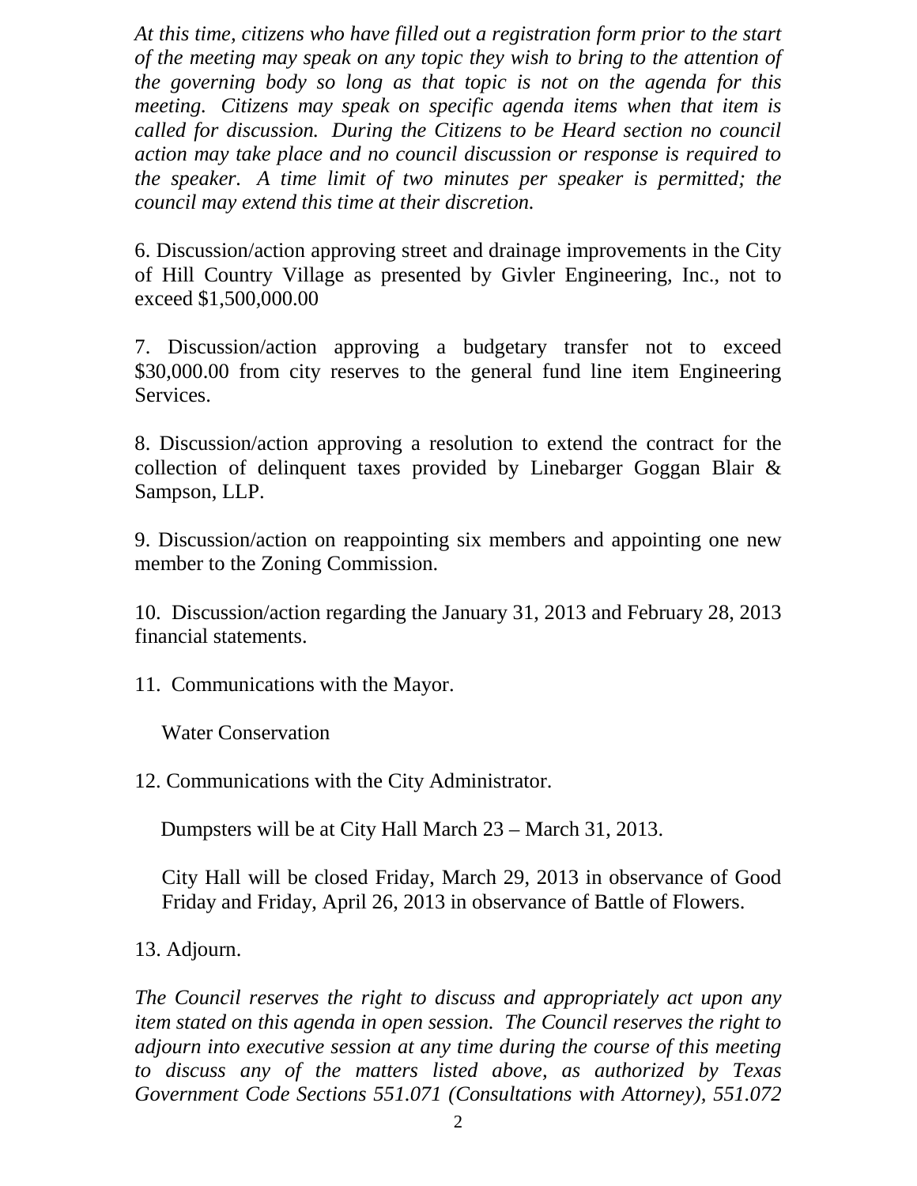*At this time, citizens who have filled out a registration form prior to the start of the meeting may speak on any topic they wish to bring to the attention of the governing body so long as that topic is not on the agenda for this meeting. Citizens may speak on specific agenda items when that item is called for discussion. During the Citizens to be Heard section no council action may take place and no council discussion or response is required to the speaker. A time limit of two minutes per speaker is permitted; the council may extend this time at their discretion.*

6. Discussion/action approving street and drainage improvements in the City of Hill Country Village as presented by Givler Engineering, Inc., not to exceed $1,500,000.00

7. Discussion/action approving a budgetary transfer not to exceed $30,000.00 from city reserves to the general fund line item Engineering Services.

8. Discussion/action approving a resolution to extend the contract for the collection of delinquent taxes provided by Linebarger Goggan Blair & Sampson, LLP.

9. Discussion/action on reappointing six members and appointing one new member to the Zoning Commission.

10. Discussion/action regarding the January 31, 2013 and February 28, 2013 financial statements.

11. Communications with the Mayor.

Water Conservation

12. Communications with the City Administrator.

Dumpsters will be at City Hall March 23 – March 31, 2013.

City Hall will be closed Friday, March 29, 2013 in observance of Good Friday and Friday, April 26, 2013 in observance of Battle of Flowers.

13. Adjourn.

*The Council reserves the right to discuss and appropriately act upon any item stated on this agenda in open session. The Council reserves the right to adjourn into executive session at any time during the course of this meeting to discuss any of the matters listed above, as authorized by Texas Government Code Sections 551.071 (Consultations with Attorney), 551.072*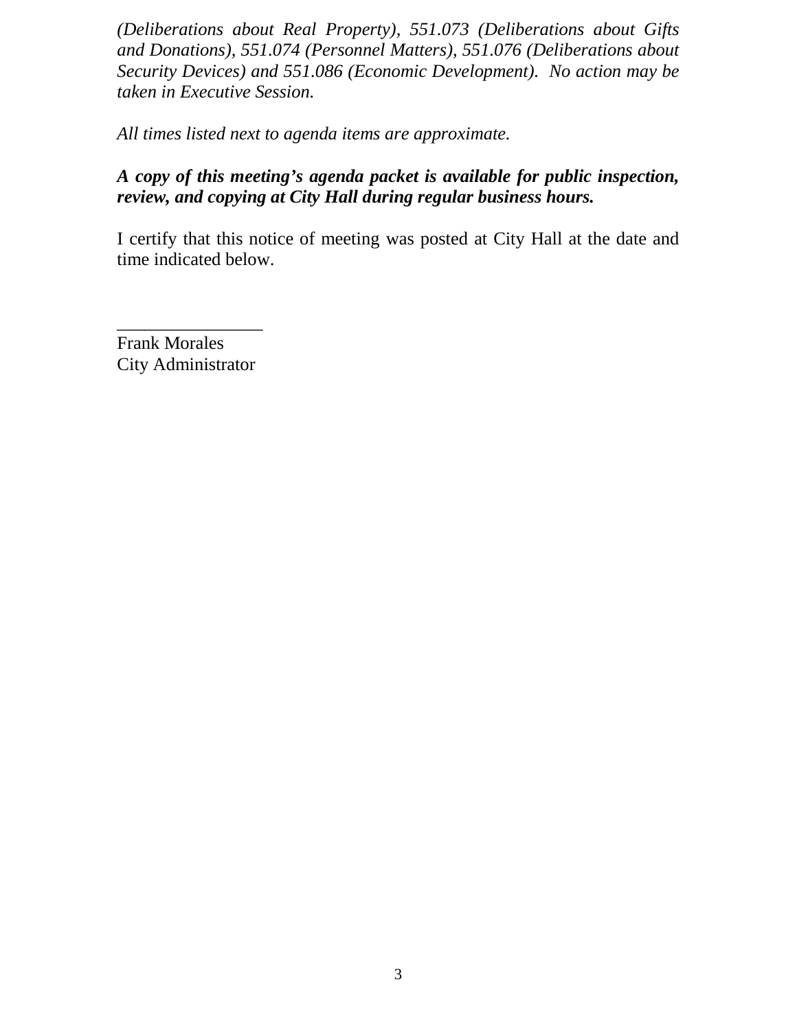*(Deliberations about Real Property), 551.073 (Deliberations about Gifts and Donations), 551.074 (Personnel Matters), 551.076 (Deliberations about Security Devices) and 551.086 (Economic Development). No action may be taken in Executive Session.*

*All times listed next to agenda items are approximate.*

***A copy of this meeting's agenda packet is available for public inspection, review, and copying at City Hall during regular business hours.***

I certify that this notice of meeting was posted at City Hall at the date and time indicated below.

________________
Frank Morales
City Administrator